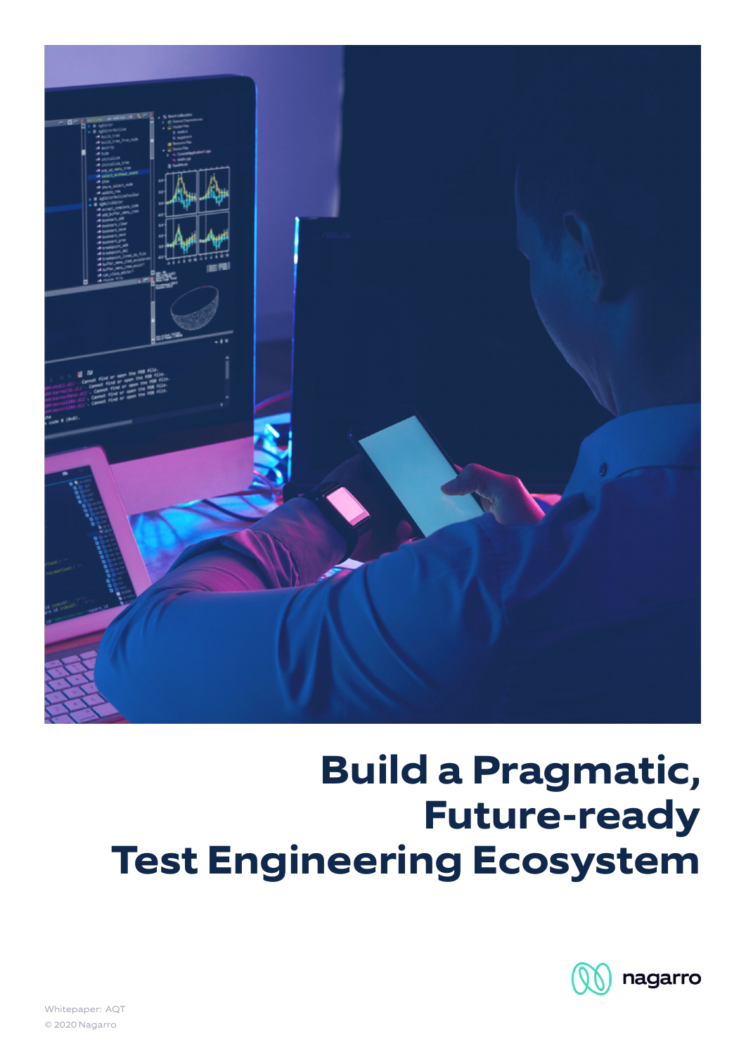# Build a Pragmatic, Future-ready Test Engineering Ecosystem

nagarro

Whitepaper: AQT

© 2020 Nagarro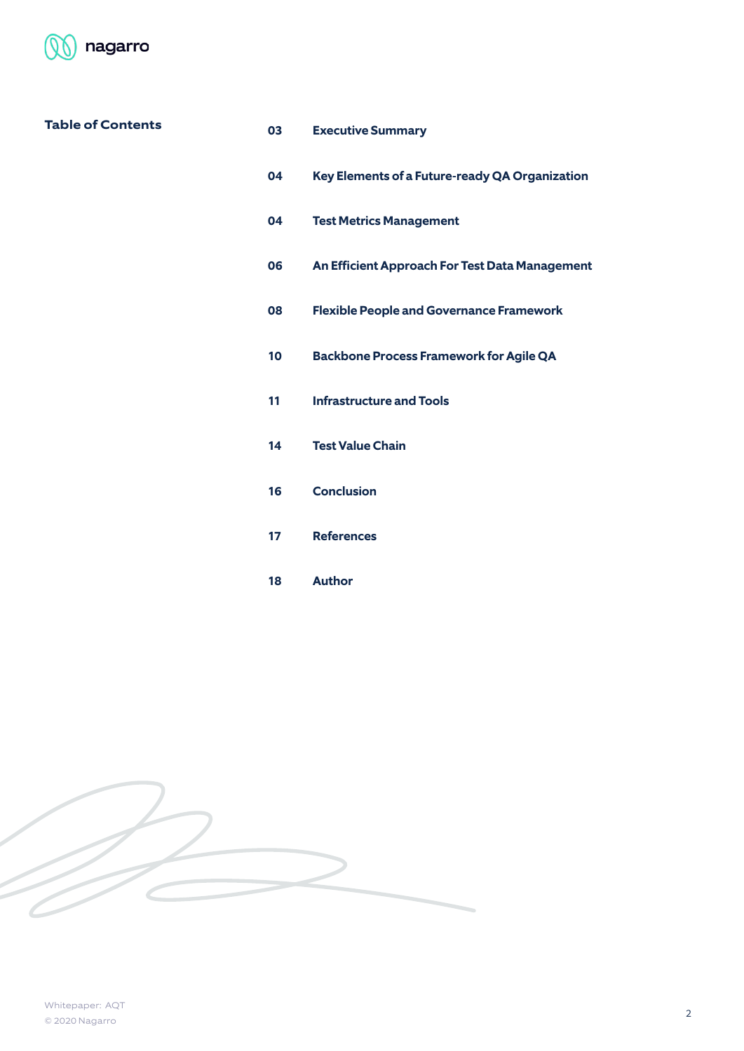## Table of Contents

| | |
|---|---|
| 03 | **Executive Summary** |
| 04 | **Key Elements of a Future-ready QA Organization** |
| 04 | **Test Metrics Management** |
| 06 | **An Efficient Approach For Test Data Management** |
| 08 | **Flexible People and Governance Framework** |
| 10 | **Backbone Process Framework for Agile QA** |
| 11 | **Infrastructure and Tools** |
| 14 | **Test Value Chain** |
| 16 | **Conclusion** |
| 17 | **References** |
| 18 | **Author** |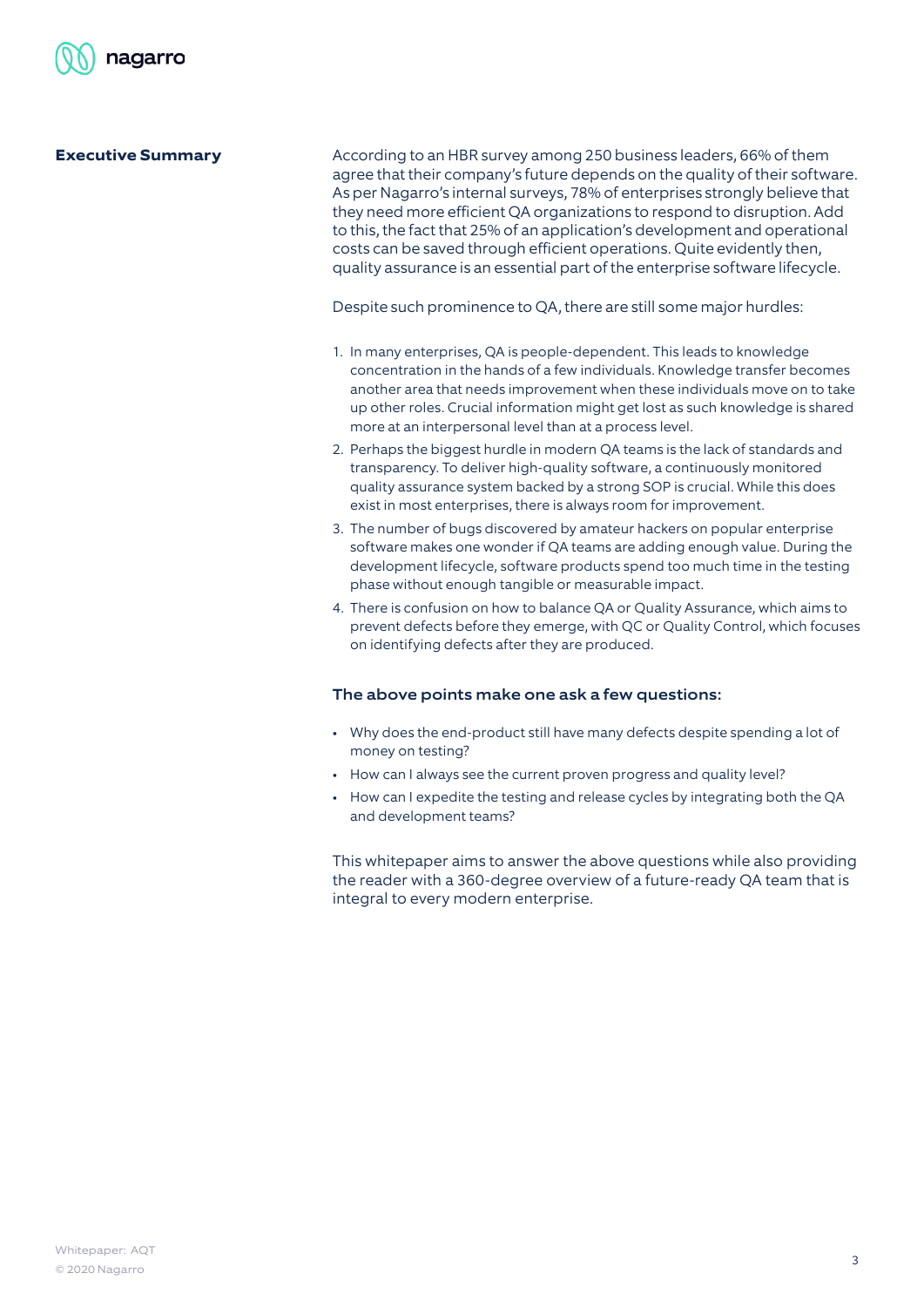## Executive Summary

According to an HBR survey among 250 business leaders, 66% of them agree that their company's future depends on the quality of their software. As per Nagarro's internal surveys, 78% of enterprises strongly believe that they need more efficient QA organizations to respond to disruption. Add to this, the fact that 25% of an application's development and operational costs can be saved through efficient operations. Quite evidently then, quality assurance is an essential part of the enterprise software lifecycle.

Despite such prominence to QA, there are still some major hurdles:

1. In many enterprises, QA is people-dependent. This leads to knowledge concentration in the hands of a few individuals. Knowledge transfer becomes another area that needs improvement when these individuals move on to take up other roles. Crucial information might get lost as such knowledge is shared more at an interpersonal level than at a process level.
2. Perhaps the biggest hurdle in modern QA teams is the lack of standards and transparency. To deliver high-quality software, a continuously monitored quality assurance system backed by a strong SOP is crucial. While this does exist in most enterprises, there is always room for improvement.
3. The number of bugs discovered by amateur hackers on popular enterprise software makes one wonder if QA teams are adding enough value. During the development lifecycle, software products spend too much time in the testing phase without enough tangible or measurable impact.
4. There is confusion on how to balance QA or Quality Assurance, which aims to prevent defects before they emerge, with QC or Quality Control, which focuses on identifying defects after they are produced.

### The above points make one ask a few questions:

- Why does the end-product still have many defects despite spending a lot of money on testing?
- How can I always see the current proven progress and quality level?
- How can I expedite the testing and release cycles by integrating both the QA and development teams?

This whitepaper aims to answer the above questions while also providing the reader with a 360-degree overview of a future-ready QA team that is integral to every modern enterprise.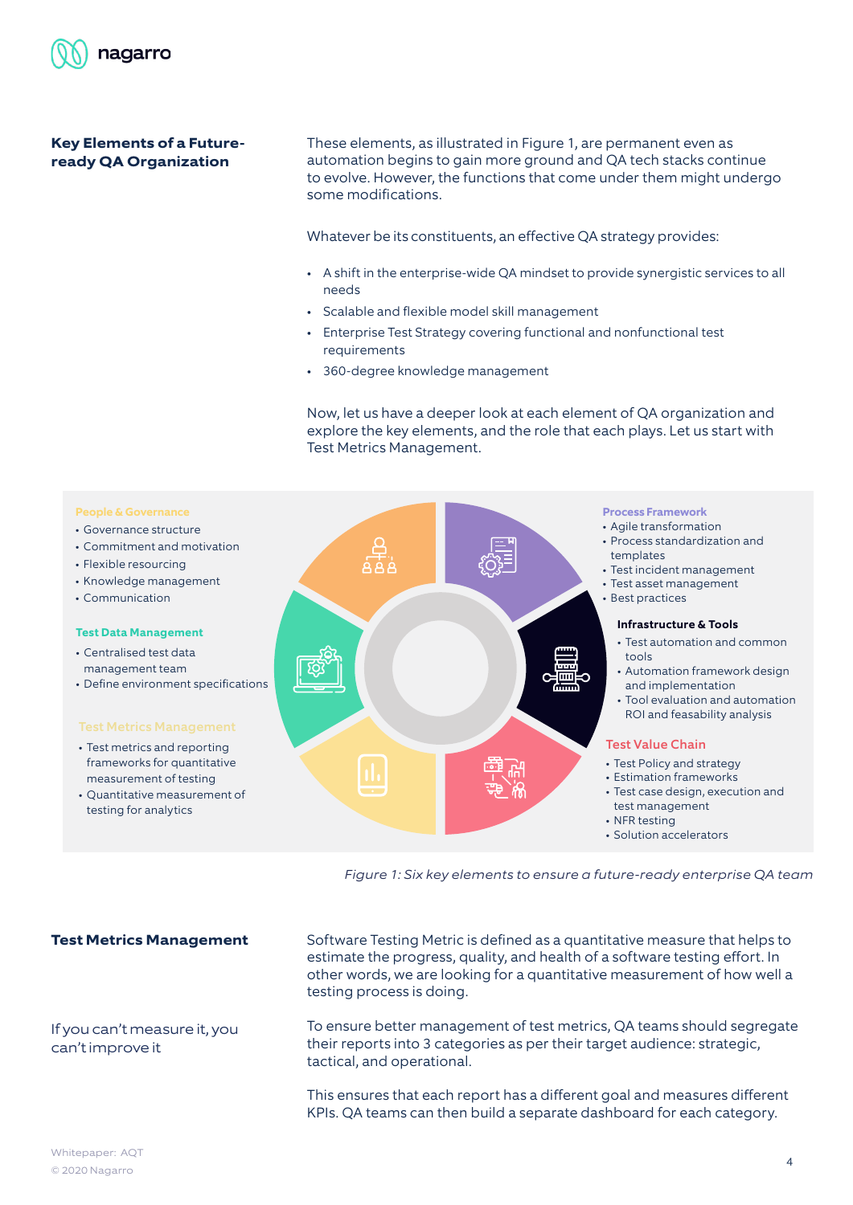## Key Elements of a Future-ready QA Organization

These elements, as illustrated in Figure 1, are permanent even as automation begins to gain more ground and QA tech stacks continue to evolve. However, the functions that come under them might undergo some modifications.

Whatever be its constituents, an effective QA strategy provides:

- A shift in the enterprise-wide QA mindset to provide synergistic services to all needs
- Scalable and flexible model skill management
- Enterprise Test Strategy covering functional and nonfunctional test requirements
- 360-degree knowledge management

Now, let us have a deeper look at each element of QA organization and explore the key elements, and the role that each plays. Let us start with Test Metrics Management.

**People & Governance**

- Governance structure
- Commitment and motivation
- Flexible resourcing
- Knowledge management
- Communication

**Test Data Management**

- Centralised test data management team
- Define environment specifications

**Test Metrics Management**

- Test metrics and reporting frameworks for quantitative measurement of testing
- Quantitative measurement of testing for analytics

**Process Framework**

- Agile transformation
- Process standardization and templates
- Test incident management
- Test asset management
- Best practices

**Infrastructure & Tools**

- Test automation and common tools
- Automation framework design and implementation
- Tool evaluation and automation ROI and feasability analysis

**Test Value Chain**

- Test Policy and strategy
- Estimation frameworks
- Test case design, execution and test management
- NFR testing
- Solution accelerators

*Figure 1: Six key elements to ensure a future-ready enterprise QA team*

## Test Metrics Management

Software Testing Metric is defined as a quantitative measure that helps to estimate the progress, quality, and health of a software testing effort. In other words, we are looking for a quantitative measurement of how well a testing process is doing.

If you can't measure it, you can't improve it

To ensure better management of test metrics, QA teams should segregate their reports into 3 categories as per their target audience: strategic, tactical, and operational.

This ensures that each report has a different goal and measures different KPIs. QA teams can then build a separate dashboard for each category.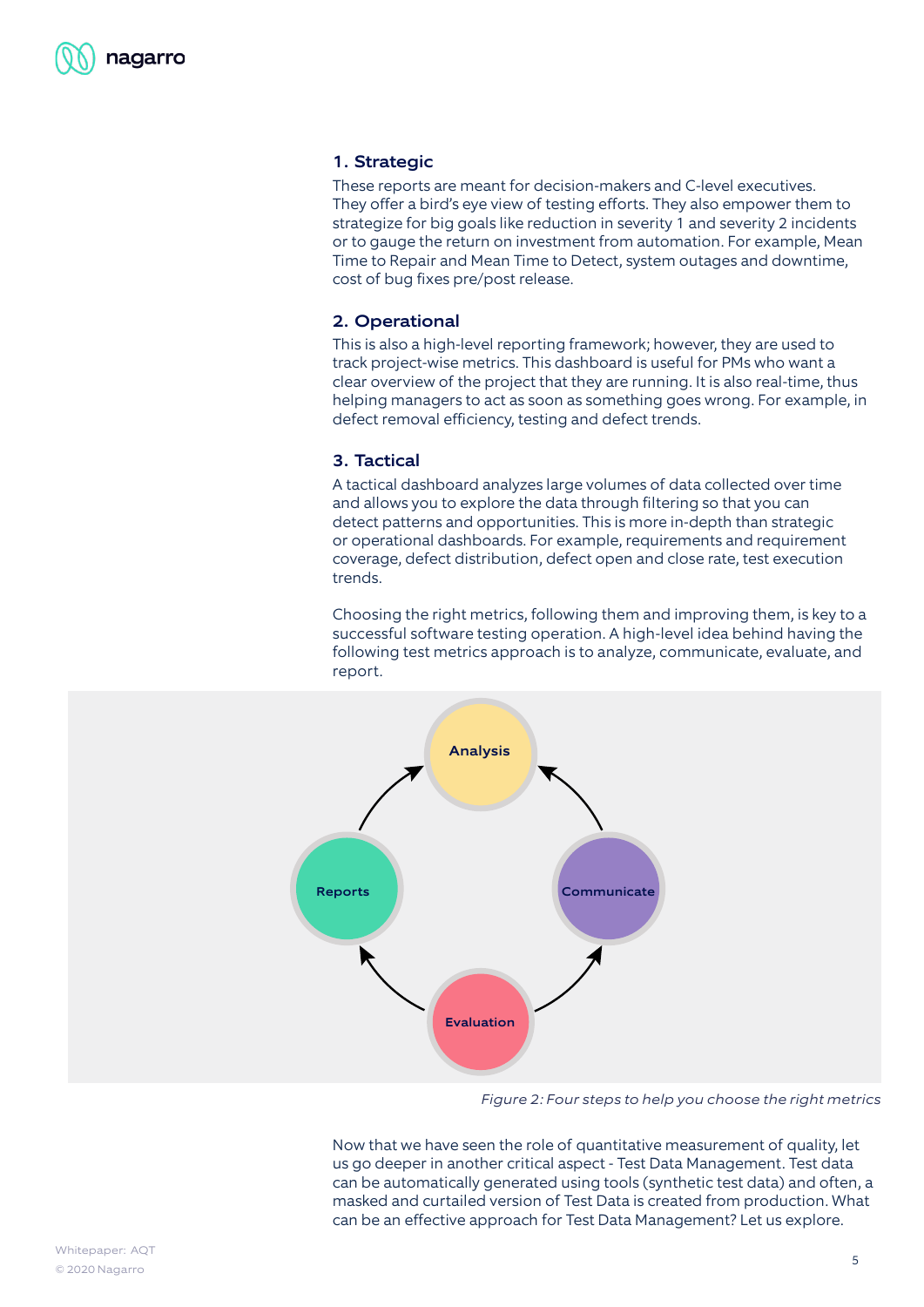### 1. Strategic

These reports are meant for decision-makers and C-level executives. They offer a bird's eye view of testing efforts. They also empower them to strategize for big goals like reduction in severity 1 and severity 2 incidents or to gauge the return on investment from automation. For example, Mean Time to Repair and Mean Time to Detect, system outages and downtime, cost of bug fixes pre/post release.

### 2. Operational

This is also a high-level reporting framework; however, they are used to track project-wise metrics. This dashboard is useful for PMs who want a clear overview of the project that they are running. It is also real-time, thus helping managers to act as soon as something goes wrong. For example, in defect removal efficiency, testing and defect trends.

### 3. Tactical

A tactical dashboard analyzes large volumes of data collected over time and allows you to explore the data through filtering so that you can detect patterns and opportunities. This is more in-depth than strategic or operational dashboards. For example, requirements and requirement coverage, defect distribution, defect open and close rate, test execution trends.

Choosing the right metrics, following them and improving them, is key to a successful software testing operation. A high-level idea behind having the following test metrics approach is to analyze, communicate, evaluate, and report.

Analysis

Communicate

Evaluation

Reports

*Figure 2: Four steps to help you choose the right metrics*

Now that we have seen the role of quantitative measurement of quality, let us go deeper in another critical aspect - Test Data Management. Test data can be automatically generated using tools (synthetic test data) and often, a masked and curtailed version of Test Data is created from production. What can be an effective approach for Test Data Management? Let us explore.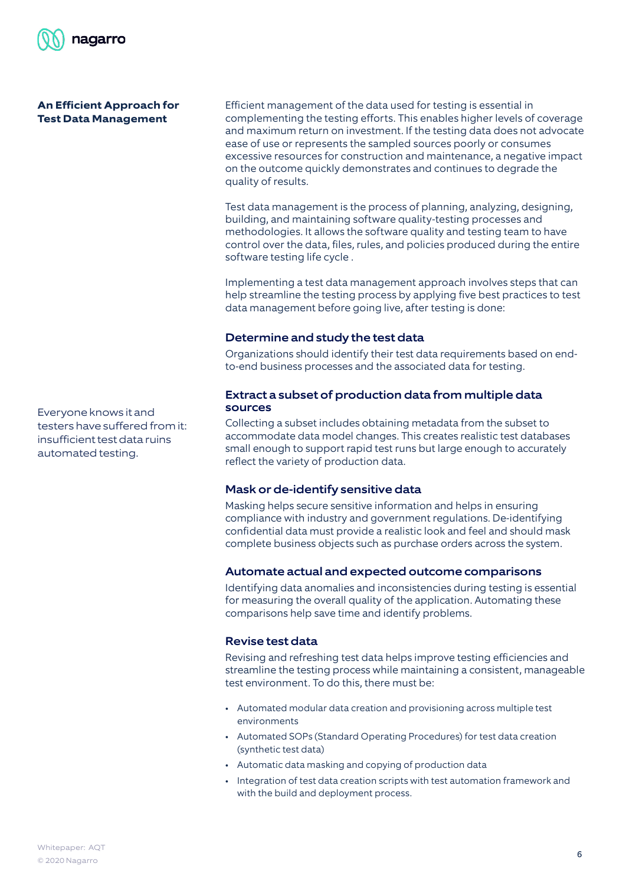## An Efficient Approach for Test Data Management

Efficient management of the data used for testing is essential in complementing the testing efforts. This enables higher levels of coverage and maximum return on investment. If the testing data does not advocate ease of use or represents the sampled sources poorly or consumes excessive resources for construction and maintenance, a negative impact on the outcome quickly demonstrates and continues to degrade the quality of results.

Test data management is the process of planning, analyzing, designing, building, and maintaining software quality-testing processes and methodologies. It allows the software quality and testing team to have control over the data, files, rules, and policies produced during the entire software testing life cycle .

Implementing a test data management approach involves steps that can help streamline the testing process by applying five best practices to test data management before going live, after testing is done:

Everyone knows it and testers have suffered from it: insufficient test data ruins automated testing.

### Determine and study the test data

Organizations should identify their test data requirements based on end-to-end business processes and the associated data for testing.

### Extract a subset of production data from multiple data sources

Collecting a subset includes obtaining metadata from the subset to accommodate data model changes. This creates realistic test databases small enough to support rapid test runs but large enough to accurately reflect the variety of production data.

### Mask or de-identify sensitive data

Masking helps secure sensitive information and helps in ensuring compliance with industry and government regulations. De-identifying confidential data must provide a realistic look and feel and should mask complete business objects such as purchase orders across the system.

### Automate actual and expected outcome comparisons

Identifying data anomalies and inconsistencies during testing is essential for measuring the overall quality of the application. Automating these comparisons help save time and identify problems.

### Revise test data

Revising and refreshing test data helps improve testing efficiencies and streamline the testing process while maintaining a consistent, manageable test environment. To do this, there must be:

- Automated modular data creation and provisioning across multiple test environments
- Automated SOPs (Standard Operating Procedures) for test data creation (synthetic test data)
- Automatic data masking and copying of production data
- Integration of test data creation scripts with test automation framework and with the build and deployment process.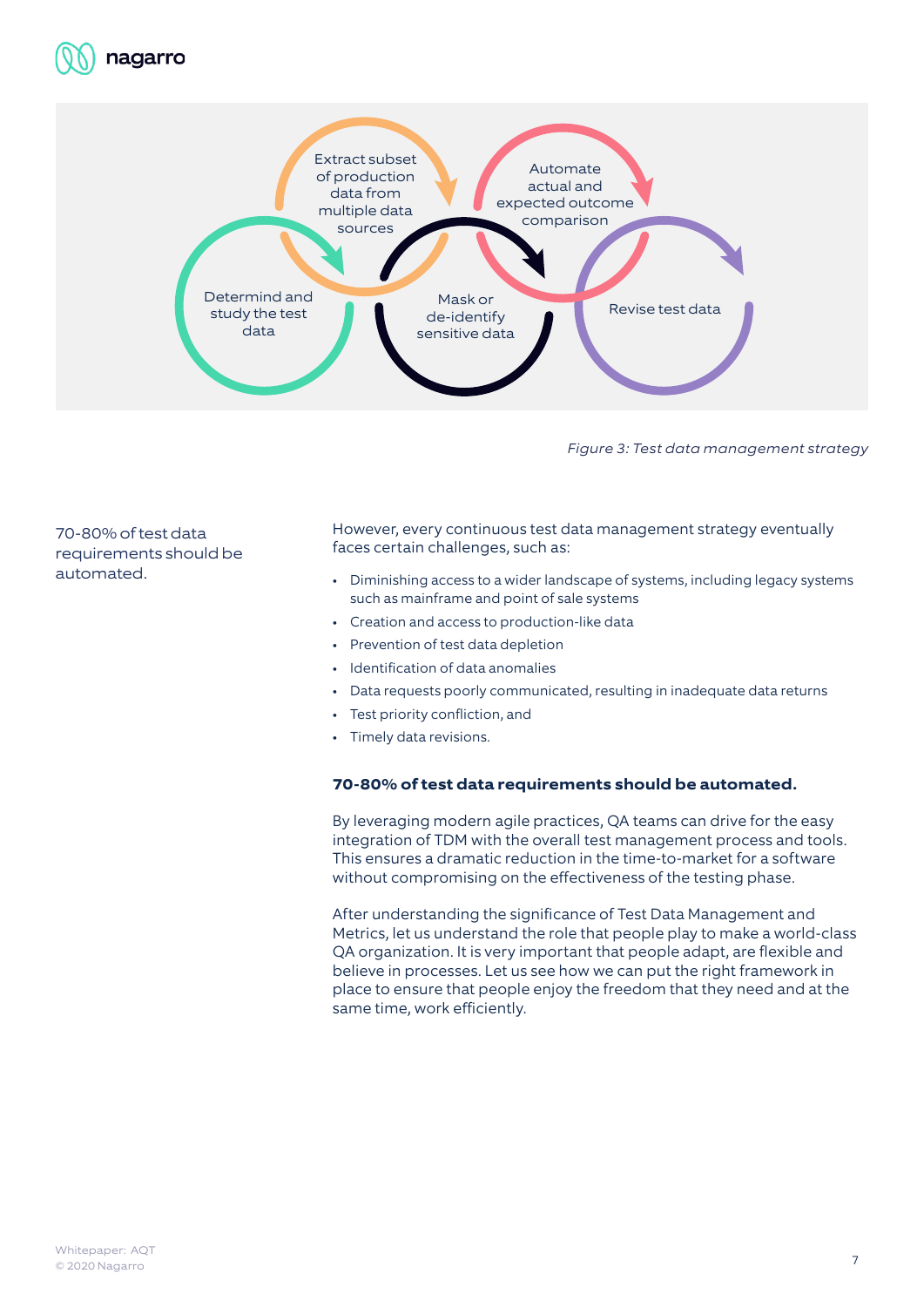Determind and study the test data

Extract subset of production data from multiple data sources

Mask or de-identify sensitive data

Automate actual and expected outcome comparison

Revise test data

*Figure 3: Test data management strategy*

70-80% of test data requirements should be automated.

However, every continuous test data management strategy eventually faces certain challenges, such as:

- Diminishing access to a wider landscape of systems, including legacy systems such as mainframe and point of sale systems
- Creation and access to production-like data
- Prevention of test data depletion
- Identification of data anomalies
- Data requests poorly communicated, resulting in inadequate data returns
- Test priority confliction, and
- Timely data revisions.

**70-80% of test data requirements should be automated.**

By leveraging modern agile practices, QA teams can drive for the easy integration of TDM with the overall test management process and tools. This ensures a dramatic reduction in the time-to-market for a software without compromising on the effectiveness of the testing phase.

After understanding the significance of Test Data Management and Metrics, let us understand the role that people play to make a world-class QA organization. It is very important that people adapt, are flexible and believe in processes. Let us see how we can put the right framework in place to ensure that people enjoy the freedom that they need and at the same time, work efficiently.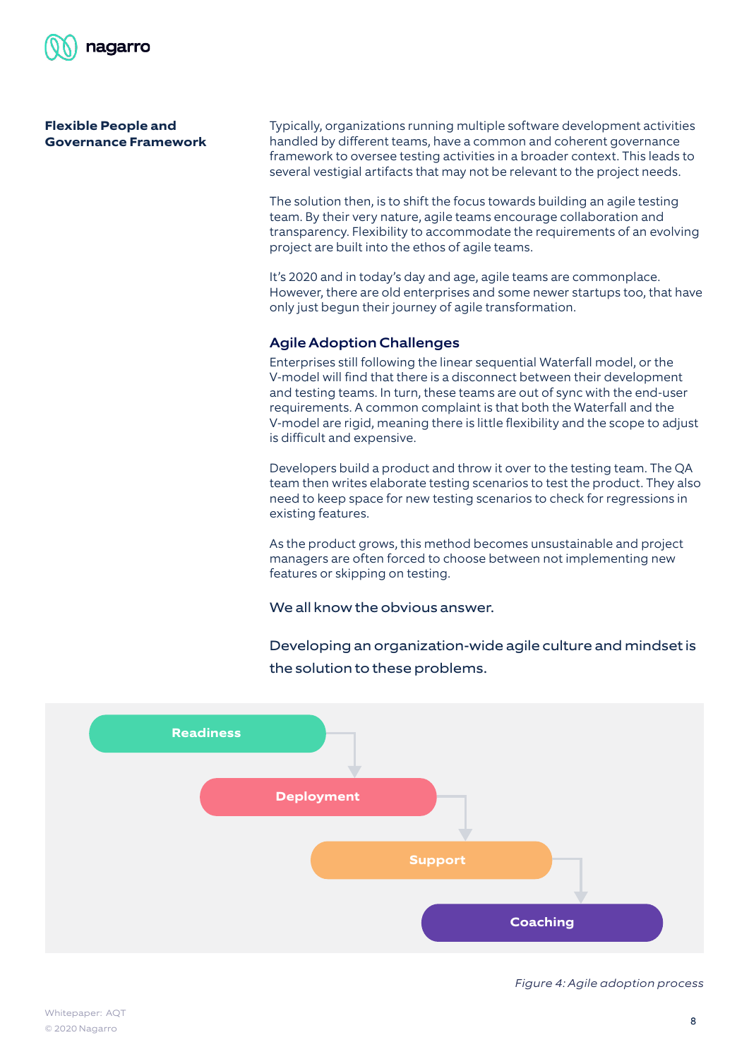## Flexible People and Governance Framework

Typically, organizations running multiple software development activities handled by different teams, have a common and coherent governance framework to oversee testing activities in a broader context. This leads to several vestigial artifacts that may not be relevant to the project needs.

The solution then, is to shift the focus towards building an agile testing team. By their very nature, agile teams encourage collaboration and transparency. Flexibility to accommodate the requirements of an evolving project are built into the ethos of agile teams.

It's 2020 and in today's day and age, agile teams are commonplace. However, there are old enterprises and some newer startups too, that have only just begun their journey of agile transformation.

### Agile Adoption Challenges

Enterprises still following the linear sequential Waterfall model, or the V-model will find that there is a disconnect between their development and testing teams. In turn, these teams are out of sync with the end-user requirements. A common complaint is that both the Waterfall and the V-model are rigid, meaning there is little flexibility and the scope to adjust is difficult and expensive.

Developers build a product and throw it over to the testing team. The QA team then writes elaborate testing scenarios to test the product. They also need to keep space for new testing scenarios to check for regressions in existing features.

As the product grows, this method becomes unsustainable and project managers are often forced to choose between not implementing new features or skipping on testing.

We all know the obvious answer.

Developing an organization-wide agile culture and mindset is the solution to these problems.

Readiness → Deployment → Support → Coaching

*Figure 4: Agile adoption process*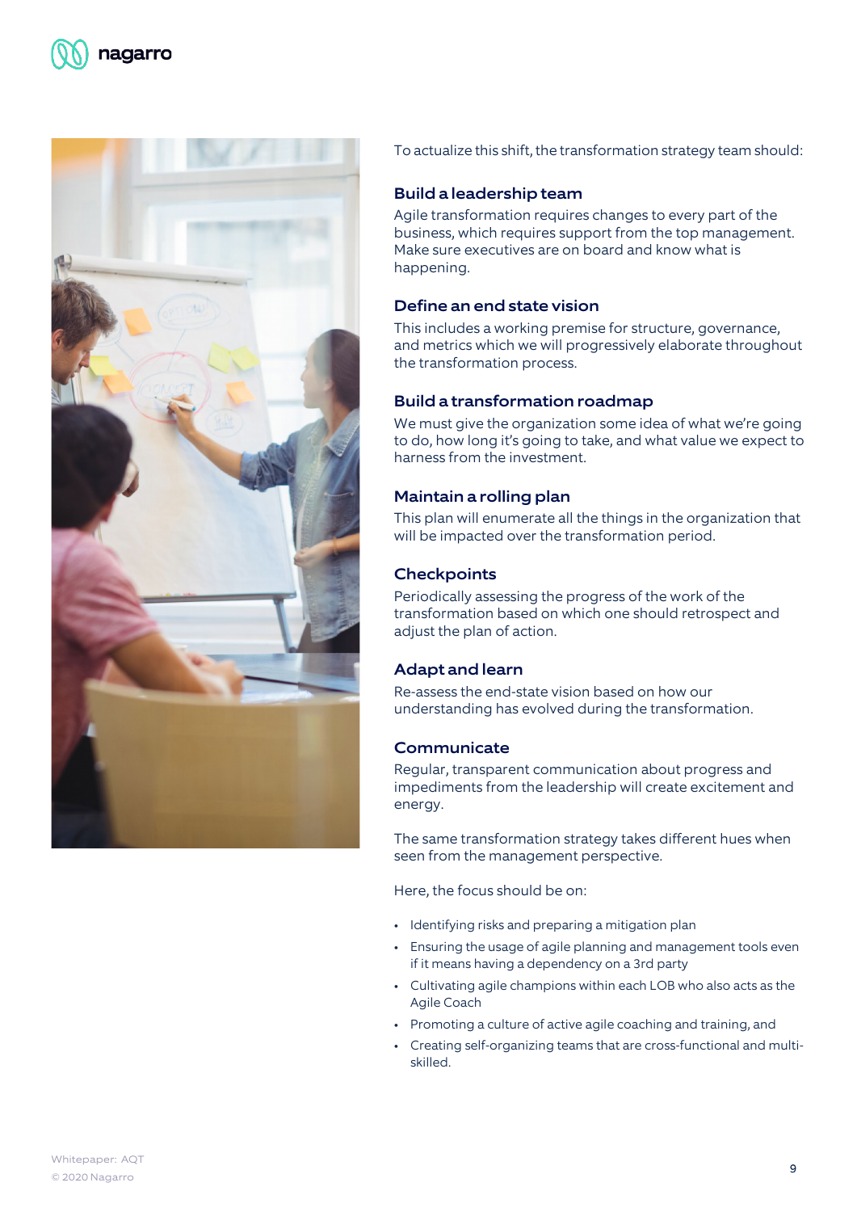To actualize this shift, the transformation strategy team should:

### Build a leadership team

Agile transformation requires changes to every part of the business, which requires support from the top management. Make sure executives are on board and know what is happening.

### Define an end state vision

This includes a working premise for structure, governance, and metrics which we will progressively elaborate throughout the transformation process.

### Build a transformation roadmap

We must give the organization some idea of what we're going to do, how long it's going to take, and what value we expect to harness from the investment.

### Maintain a rolling plan

This plan will enumerate all the things in the organization that will be impacted over the transformation period.

### Checkpoints

Periodically assessing the progress of the work of the transformation based on which one should retrospect and adjust the plan of action.

### Adapt and learn

Re-assess the end-state vision based on how our understanding has evolved during the transformation.

### Communicate

Regular, transparent communication about progress and impediments from the leadership will create excitement and energy.

The same transformation strategy takes different hues when seen from the management perspective.

Here, the focus should be on:

- Identifying risks and preparing a mitigation plan
- Ensuring the usage of agile planning and management tools even if it means having a dependency on a 3rd party
- Cultivating agile champions within each LOB who also acts as the Agile Coach
- Promoting a culture of active agile coaching and training, and
- Creating self-organizing teams that are cross-functional and multi-skilled.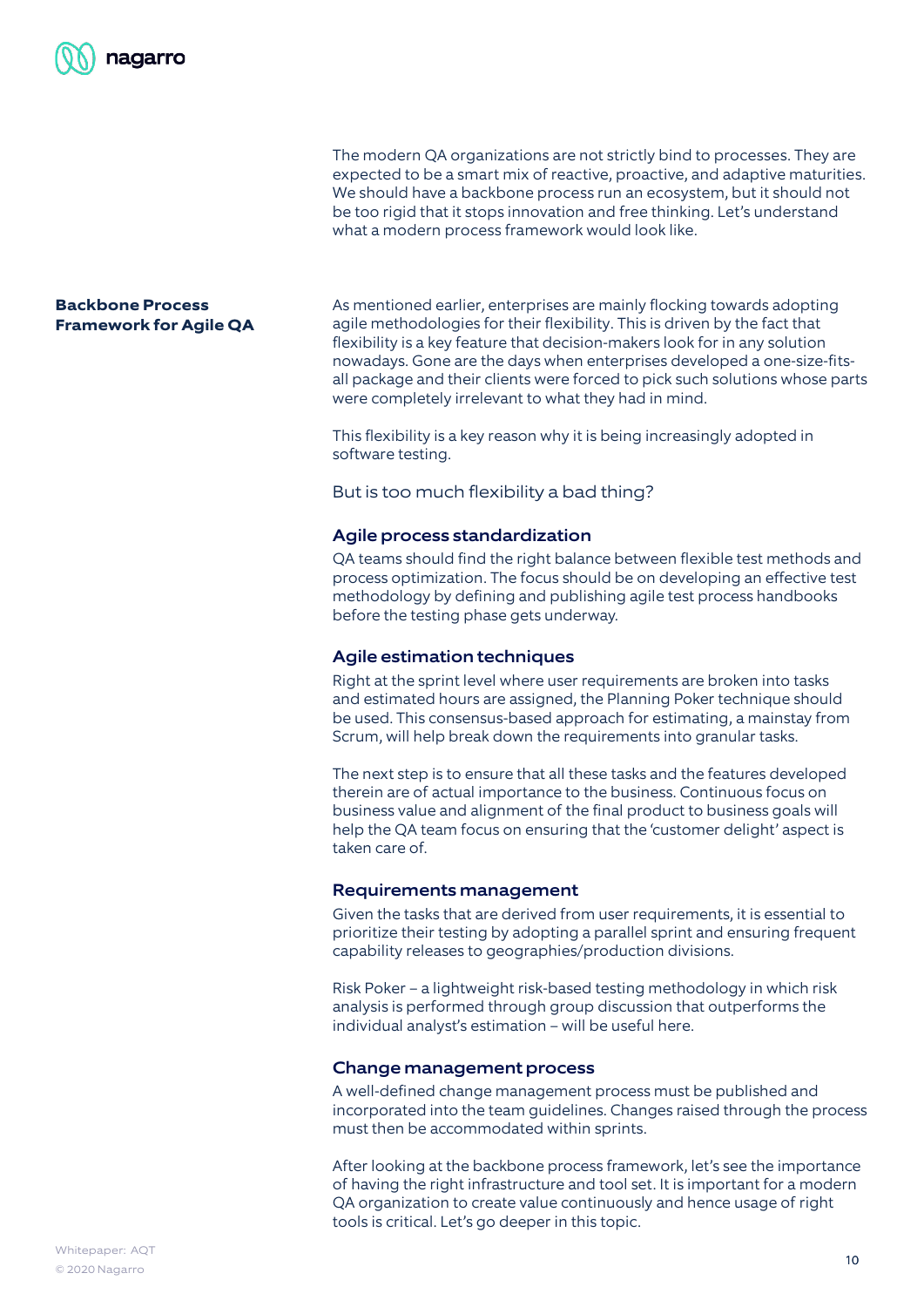The modern QA organizations are not strictly bind to processes. They are expected to be a smart mix of reactive, proactive, and adaptive maturities. We should have a backbone process run an ecosystem, but it should not be too rigid that it stops innovation and free thinking. Let's understand what a modern process framework would look like.

## Backbone Process Framework for Agile QA

As mentioned earlier, enterprises are mainly flocking towards adopting agile methodologies for their flexibility. This is driven by the fact that flexibility is a key feature that decision-makers look for in any solution nowadays. Gone are the days when enterprises developed a one-size-fits-all package and their clients were forced to pick such solutions whose parts were completely irrelevant to what they had in mind.

This flexibility is a key reason why it is being increasingly adopted in software testing.

But is too much flexibility a bad thing?

### Agile process standardization

QA teams should find the right balance between flexible test methods and process optimization. The focus should be on developing an effective test methodology by defining and publishing agile test process handbooks before the testing phase gets underway.

### Agile estimation techniques

Right at the sprint level where user requirements are broken into tasks and estimated hours are assigned, the Planning Poker technique should be used. This consensus-based approach for estimating, a mainstay from Scrum, will help break down the requirements into granular tasks.

The next step is to ensure that all these tasks and the features developed therein are of actual importance to the business. Continuous focus on business value and alignment of the final product to business goals will help the QA team focus on ensuring that the 'customer delight' aspect is taken care of.

### Requirements management

Given the tasks that are derived from user requirements, it is essential to prioritize their testing by adopting a parallel sprint and ensuring frequent capability releases to geographies/production divisions.

Risk Poker – a lightweight risk-based testing methodology in which risk analysis is performed through group discussion that outperforms the individual analyst's estimation – will be useful here.

### Change management process

A well-defined change management process must be published and incorporated into the team guidelines. Changes raised through the process must then be accommodated within sprints.

After looking at the backbone process framework, let's see the importance of having the right infrastructure and tool set. It is important for a modern QA organization to create value continuously and hence usage of right tools is critical. Let's go deeper in this topic.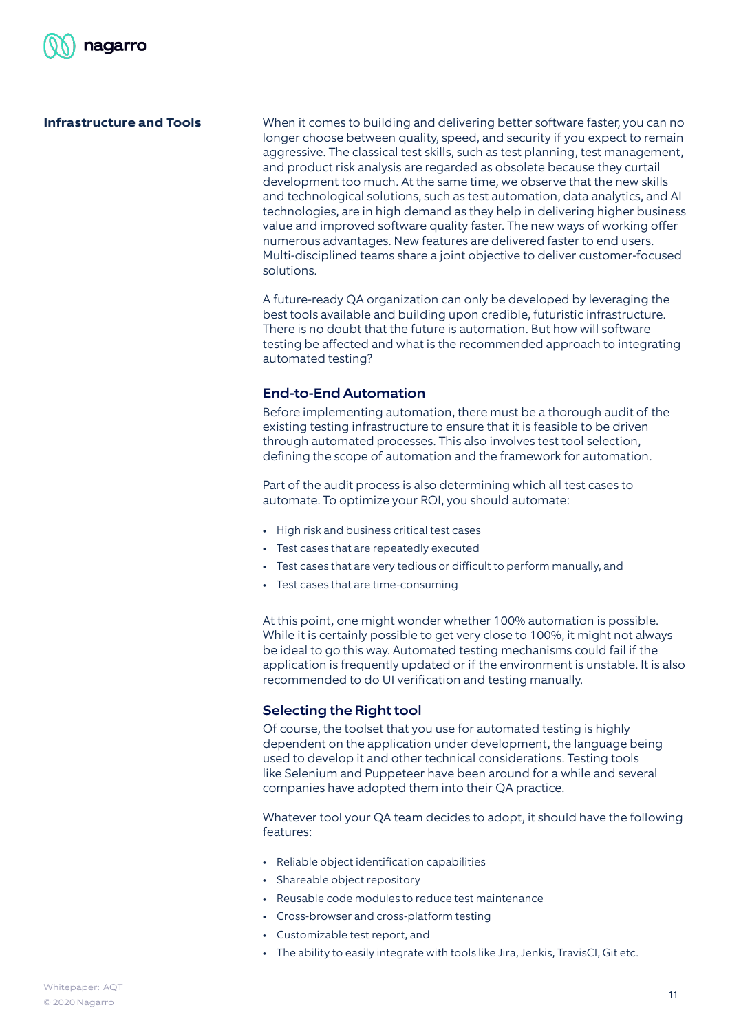## Infrastructure and Tools

When it comes to building and delivering better software faster, you can no longer choose between quality, speed, and security if you expect to remain aggressive. The classical test skills, such as test planning, test management, and product risk analysis are regarded as obsolete because they curtail development too much. At the same time, we observe that the new skills and technological solutions, such as test automation, data analytics, and AI technologies, are in high demand as they help in delivering higher business value and improved software quality faster. The new ways of working offer numerous advantages. New features are delivered faster to end users. Multi-disciplined teams share a joint objective to deliver customer-focused solutions.

A future-ready QA organization can only be developed by leveraging the best tools available and building upon credible, futuristic infrastructure. There is no doubt that the future is automation. But how will software testing be affected and what is the recommended approach to integrating automated testing?

### End-to-End Automation

Before implementing automation, there must be a thorough audit of the existing testing infrastructure to ensure that it is feasible to be driven through automated processes. This also involves test tool selection, defining the scope of automation and the framework for automation.

Part of the audit process is also determining which all test cases to automate. To optimize your ROI, you should automate:

- High risk and business critical test cases
- Test cases that are repeatedly executed
- Test cases that are very tedious or difficult to perform manually, and
- Test cases that are time-consuming

At this point, one might wonder whether 100% automation is possible. While it is certainly possible to get very close to 100%, it might not always be ideal to go this way. Automated testing mechanisms could fail if the application is frequently updated or if the environment is unstable. It is also recommended to do UI verification and testing manually.

### Selecting the Right tool

Of course, the toolset that you use for automated testing is highly dependent on the application under development, the language being used to develop it and other technical considerations. Testing tools like Selenium and Puppeteer have been around for a while and several companies have adopted them into their QA practice.

Whatever tool your QA team decides to adopt, it should have the following features:

- Reliable object identification capabilities
- Shareable object repository
- Reusable code modules to reduce test maintenance
- Cross-browser and cross-platform testing
- Customizable test report, and
- The ability to easily integrate with tools like Jira, Jenkis, TravisCI, Git etc.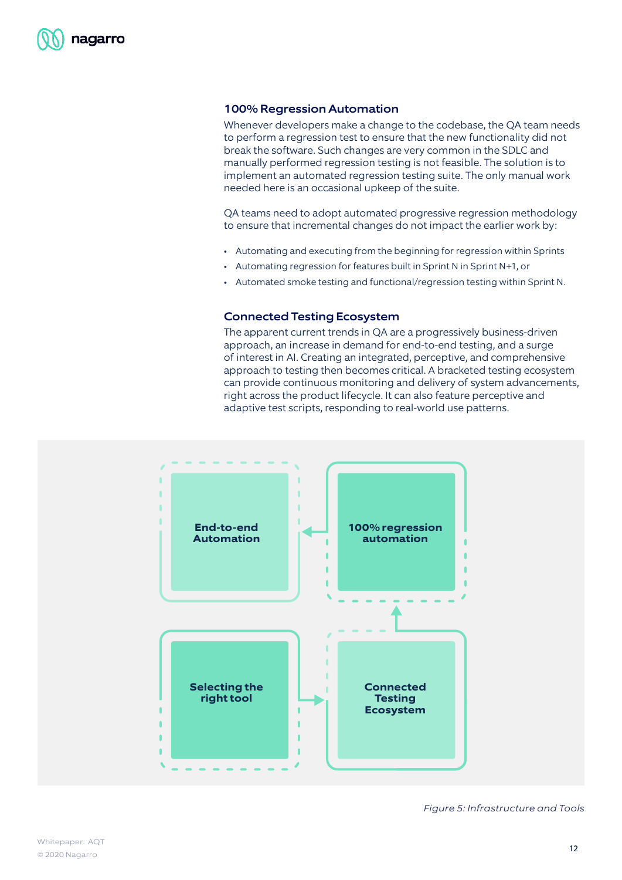### 100% Regression Automation

Whenever developers make a change to the codebase, the QA team needs to perform a regression test to ensure that the new functionality did not break the software. Such changes are very common in the SDLC and manually performed regression testing is not feasible. The solution is to implement an automated regression testing suite. The only manual work needed here is an occasional upkeep of the suite.

QA teams need to adopt automated progressive regression methodology to ensure that incremental changes do not impact the earlier work by:

- Automating and executing from the beginning for regression within Sprints
- Automating regression for features built in Sprint N in Sprint N+1, or
- Automated smoke testing and functional/regression testing within Sprint N.

### Connected Testing Ecosystem

The apparent current trends in QA are a progressively business-driven approach, an increase in demand for end-to-end testing, and a surge of interest in AI. Creating an integrated, perceptive, and comprehensive approach to testing then becomes critical. A bracketed testing ecosystem can provide continuous monitoring and delivery of system advancements, right across the product lifecycle. It can also feature perceptive and adaptive test scripts, responding to real-world use patterns.

End-to-end Automation

100% regression automation

Selecting the right tool

Connected Testing Ecosystem

*Figure 5: Infrastructure and Tools*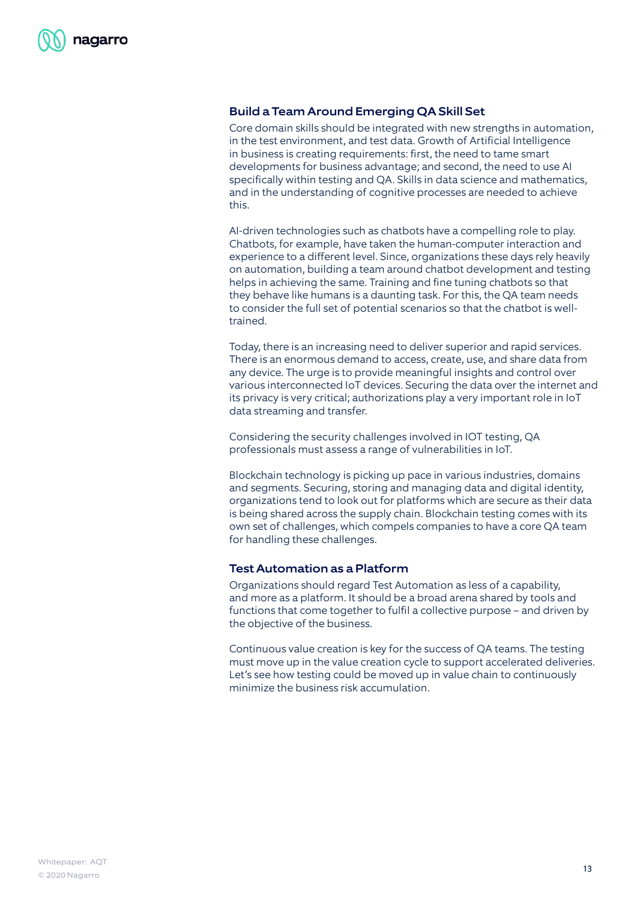### Build a Team Around Emerging QA Skill Set

Core domain skills should be integrated with new strengths in automation, in the test environment, and test data. Growth of Artificial Intelligence in business is creating requirements: first, the need to tame smart developments for business advantage; and second, the need to use AI specifically within testing and QA. Skills in data science and mathematics, and in the understanding of cognitive processes are needed to achieve this.

AI-driven technologies such as chatbots have a compelling role to play. Chatbots, for example, have taken the human-computer interaction and experience to a different level. Since, organizations these days rely heavily on automation, building a team around chatbot development and testing helps in achieving the same. Training and fine tuning chatbots so that they behave like humans is a daunting task. For this, the QA team needs to consider the full set of potential scenarios so that the chatbot is well-trained.

Today, there is an increasing need to deliver superior and rapid services. There is an enormous demand to access, create, use, and share data from any device. The urge is to provide meaningful insights and control over various interconnected IoT devices. Securing the data over the internet and its privacy is very critical; authorizations play a very important role in IoT data streaming and transfer.

Considering the security challenges involved in IOT testing, QA professionals must assess a range of vulnerabilities in IoT.

Blockchain technology is picking up pace in various industries, domains and segments. Securing, storing and managing data and digital identity, organizations tend to look out for platforms which are secure as their data is being shared across the supply chain. Blockchain testing comes with its own set of challenges, which compels companies to have a core QA team for handling these challenges.

### Test Automation as a Platform

Organizations should regard Test Automation as less of a capability, and more as a platform. It should be a broad arena shared by tools and functions that come together to fulfil a collective purpose – and driven by the objective of the business.

Continuous value creation is key for the success of QA teams. The testing must move up in the value creation cycle to support accelerated deliveries. Let's see how testing could be moved up in value chain to continuously minimize the business risk accumulation.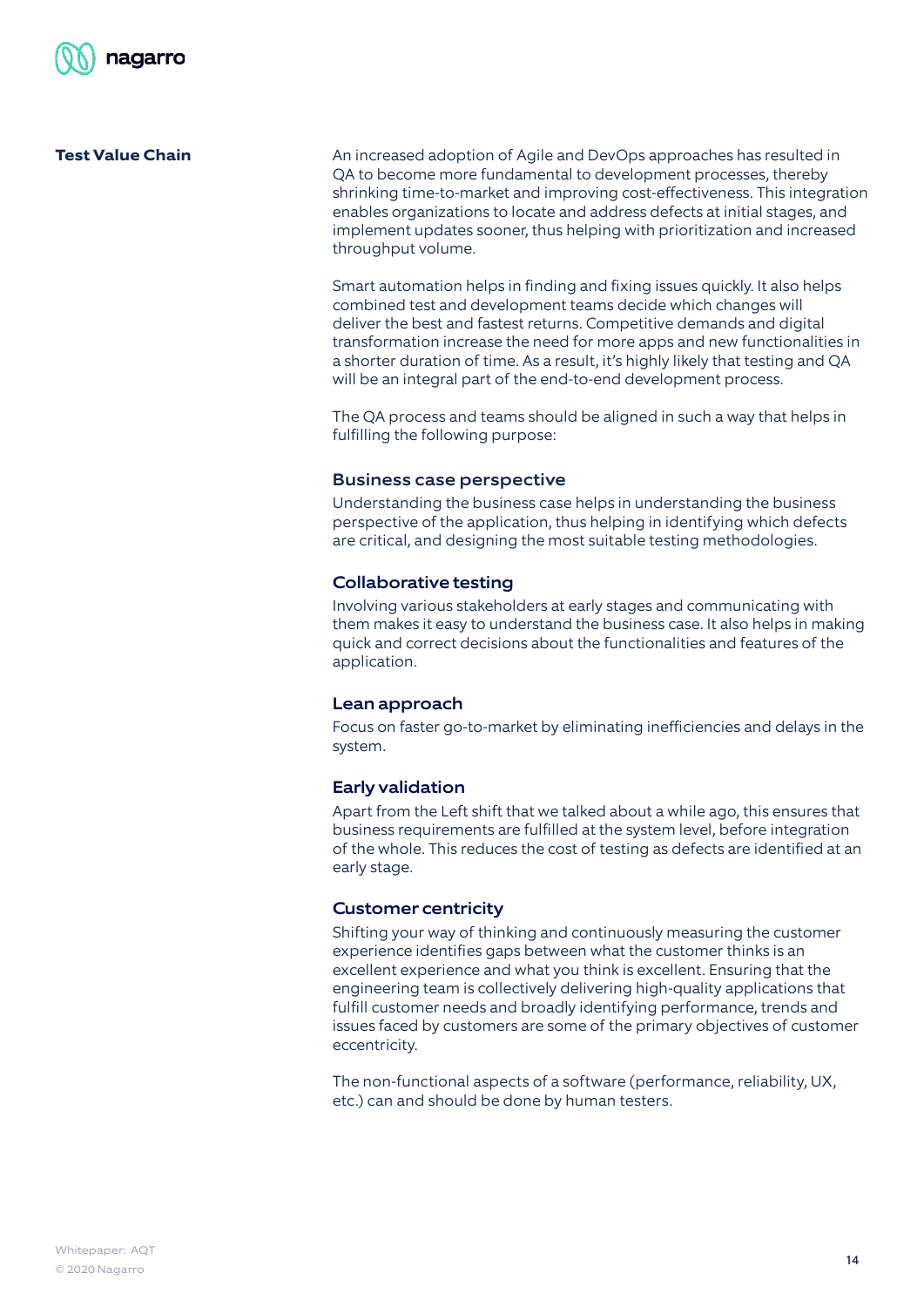## Test Value Chain

An increased adoption of Agile and DevOps approaches has resulted in QA to become more fundamental to development processes, thereby shrinking time-to-market and improving cost-effectiveness. This integration enables organizations to locate and address defects at initial stages, and implement updates sooner, thus helping with prioritization and increased throughput volume.

Smart automation helps in finding and fixing issues quickly. It also helps combined test and development teams decide which changes will deliver the best and fastest returns. Competitive demands and digital transformation increase the need for more apps and new functionalities in a shorter duration of time. As a result, it's highly likely that testing and QA will be an integral part of the end-to-end development process.

The QA process and teams should be aligned in such a way that helps in fulfilling the following purpose:

### Business case perspective

Understanding the business case helps in understanding the business perspective of the application, thus helping in identifying which defects are critical, and designing the most suitable testing methodologies.

### Collaborative testing

Involving various stakeholders at early stages and communicating with them makes it easy to understand the business case. It also helps in making quick and correct decisions about the functionalities and features of the application.

### Lean approach

Focus on faster go-to-market by eliminating inefficiencies and delays in the system.

### Early validation

Apart from the Left shift that we talked about a while ago, this ensures that business requirements are fulfilled at the system level, before integration of the whole. This reduces the cost of testing as defects are identified at an early stage.

### Customer centricity

Shifting your way of thinking and continuously measuring the customer experience identifies gaps between what the customer thinks is an excellent experience and what you think is excellent. Ensuring that the engineering team is collectively delivering high-quality applications that fulfill customer needs and broadly identifying performance, trends and issues faced by customers are some of the primary objectives of customer eccentricity.

The non-functional aspects of a software (performance, reliability, UX, etc.) can and should be done by human testers.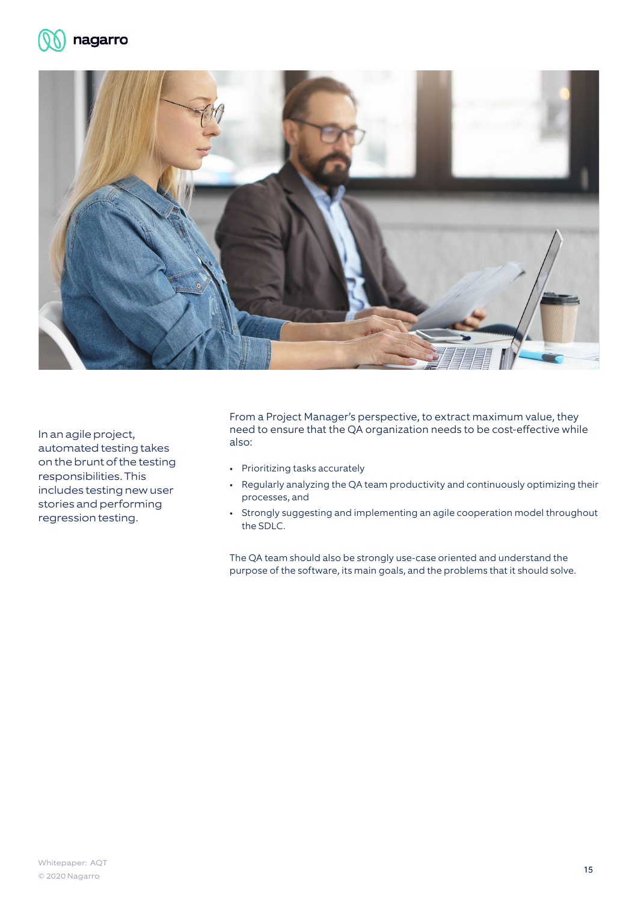In an agile project, automated testing takes on the brunt of the testing responsibilities. This includes testing new user stories and performing regression testing.

From a Project Manager's perspective, to extract maximum value, they need to ensure that the QA organization needs to be cost-effective while also:

- Prioritizing tasks accurately
- Regularly analyzing the QA team productivity and continuously optimizing their processes, and
- Strongly suggesting and implementing an agile cooperation model throughout the SDLC.

The QA team should also be strongly use-case oriented and understand the purpose of the software, its main goals, and the problems that it should solve.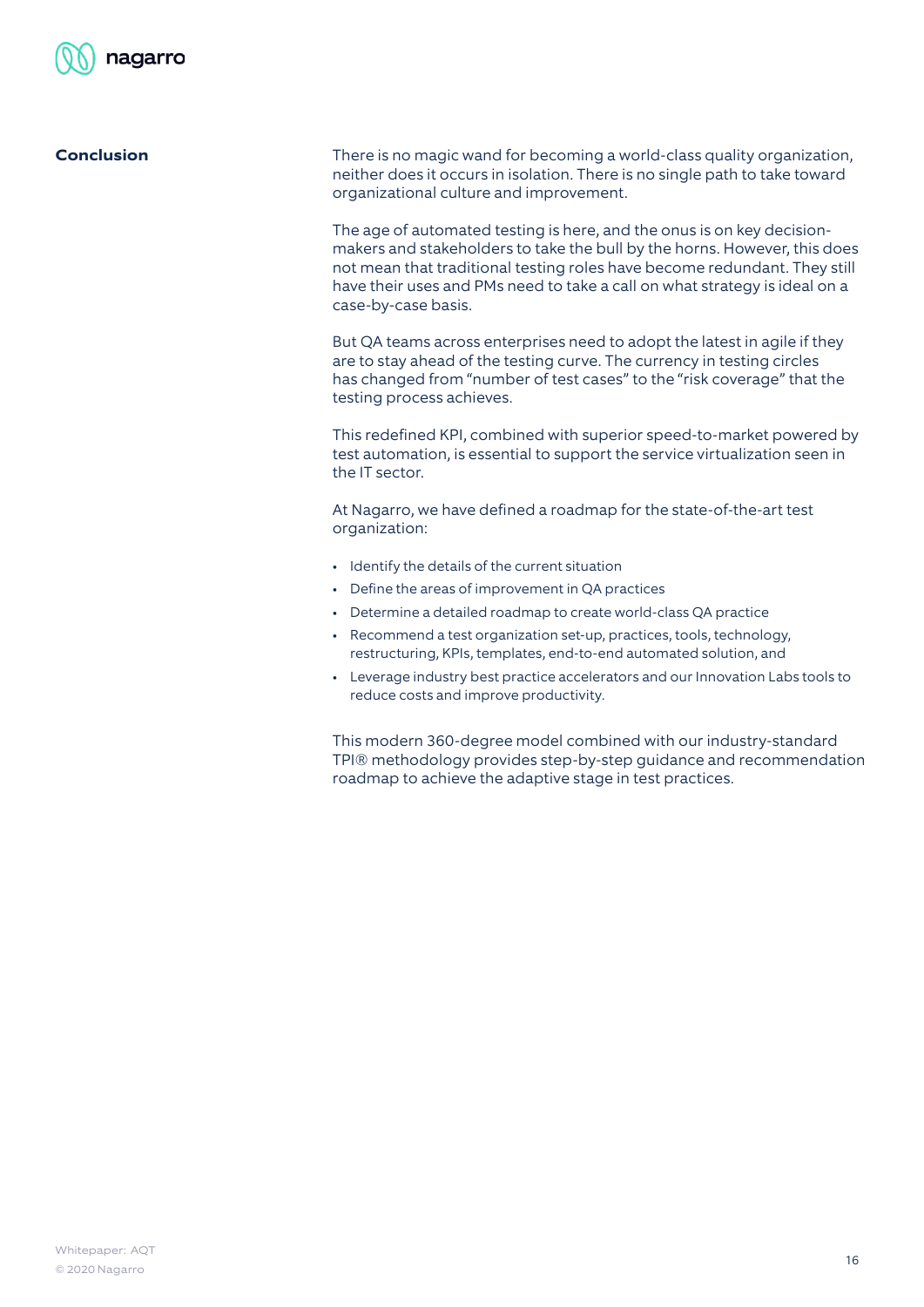## Conclusion

There is no magic wand for becoming a world-class quality organization, neither does it occurs in isolation. There is no single path to take toward organizational culture and improvement.

The age of automated testing is here, and the onus is on key decision-makers and stakeholders to take the bull by the horns. However, this does not mean that traditional testing roles have become redundant. They still have their uses and PMs need to take a call on what strategy is ideal on a case-by-case basis.

But QA teams across enterprises need to adopt the latest in agile if they are to stay ahead of the testing curve. The currency in testing circles has changed from "number of test cases" to the "risk coverage" that the testing process achieves.

This redefined KPI, combined with superior speed-to-market powered by test automation, is essential to support the service virtualization seen in the IT sector.

At Nagarro, we have defined a roadmap for the state-of-the-art test organization:

- Identify the details of the current situation
- Define the areas of improvement in QA practices
- Determine a detailed roadmap to create world-class QA practice
- Recommend a test organization set-up, practices, tools, technology, restructuring, KPIs, templates, end-to-end automated solution, and
- Leverage industry best practice accelerators and our Innovation Labs tools to reduce costs and improve productivity.

This modern 360-degree model combined with our industry-standard TPI® methodology provides step-by-step guidance and recommendation roadmap to achieve the adaptive stage in test practices.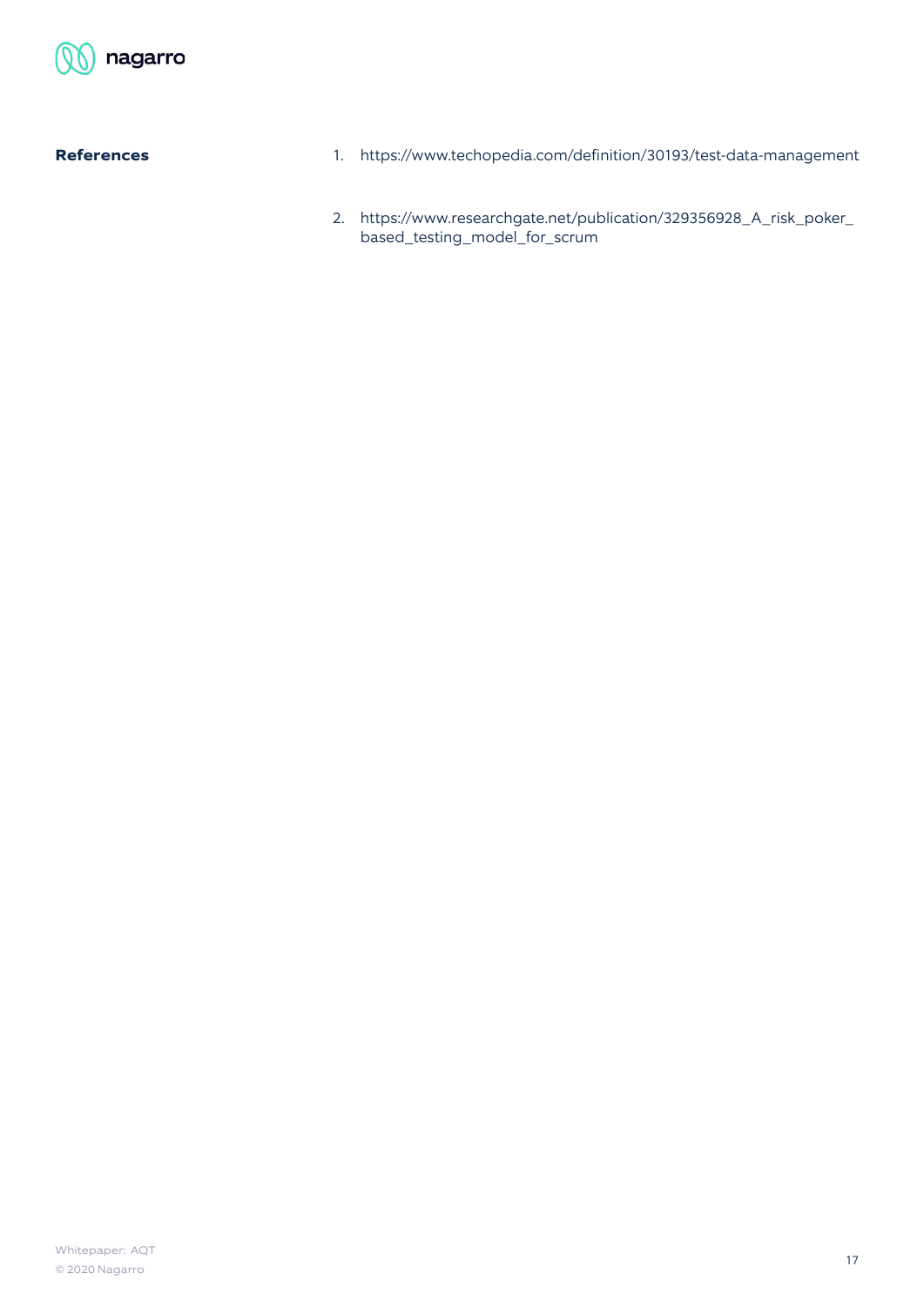## References

1. https://www.techopedia.com/definition/30193/test-data-management
2. https://www.researchgate.net/publication/329356928_A_risk_poker_based_testing_model_for_scrum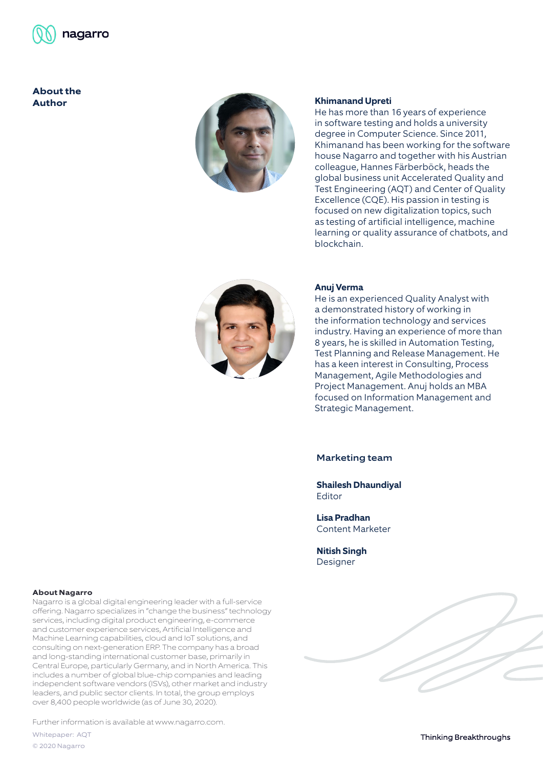## About the Author

**Khimanand Upreti**
He has more than 16 years of experience in software testing and holds a university degree in Computer Science. Since 2011, Khimanand has been working for the software house Nagarro and together with his Austrian colleague, Hannes Färberböck, heads the global business unit Accelerated Quality and Test Engineering (AQT) and Center of Quality Excellence (CQE). His passion in testing is focused on new digitalization topics, such as testing of artificial intelligence, machine learning or quality assurance of chatbots, and blockchain.

**Anuj Verma**
He is an experienced Quality Analyst with a demonstrated history of working in the information technology and services industry. Having an experience of more than 8 years, he is skilled in Automation Testing, Test Planning and Release Management. He has a keen interest in Consulting, Process Management, Agile Methodologies and Project Management. Anuj holds an MBA focused on Information Management and Strategic Management.

### Marketing team

**Shailesh Dhaundiyal**
Editor

**Lisa Pradhan**
Content Marketer

**Nitish Singh**
Designer

**About Nagarro**
Nagarro is a global digital engineering leader with a full-service offering. Nagarro specializes in "change the business" technology services, including digital product engineering, e-commerce and customer experience services, Artificial Intelligence and Machine Learning capabilities, cloud and IoT solutions, and consulting on next-generation ERP. The company has a broad and long-standing international customer base, primarily in Central Europe, particularly Germany, and in North America. This includes a number of global blue-chip companies and leading independent software vendors (ISVs), other market and industry leaders, and public sector clients. In total, the group employs over 8,400 people worldwide (as of June 30, 2020).

Further information is available at www.nagarro.com.

Whitepaper: AQT

© 2020 Nagarro

Thinking Breakthroughs